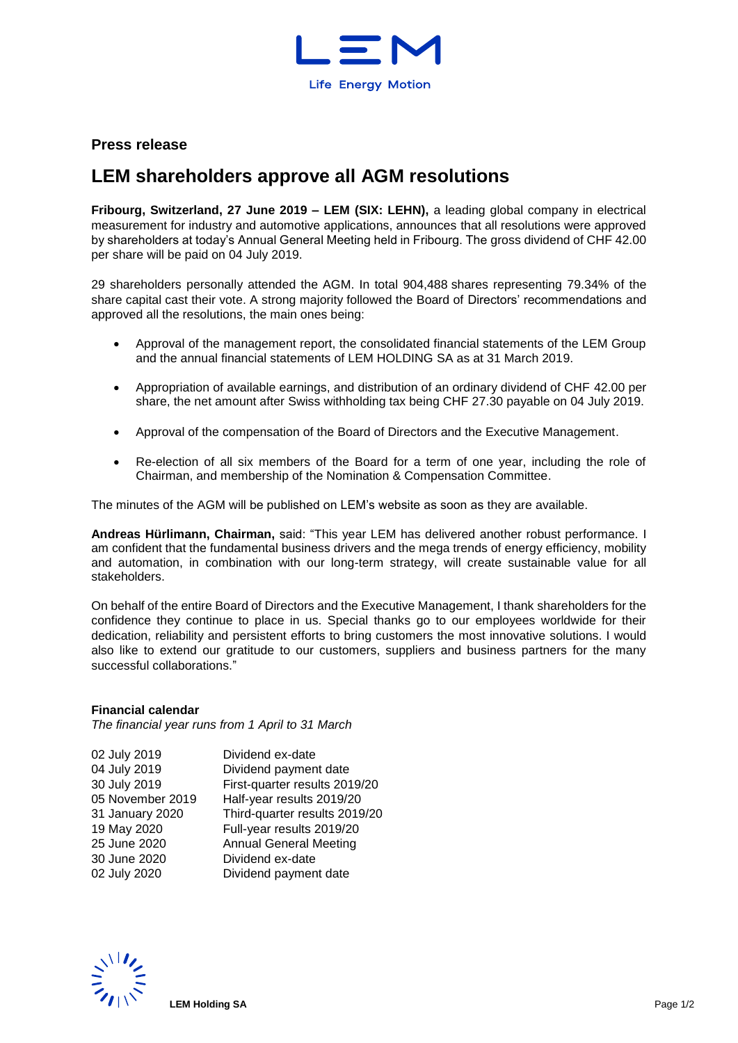**Press release**

# LEM shareholders approve all AGM resolutions

**Fribourg, Switzerland, 27 June 2019 – LEM (SIX: LEHN),** a leading global company in electrical measurement for industry and automotive applications, announces that all resolutions were approved by shareholders at today's Annual General Meeting held in Fribourg. The gross dividend of CHF 42.00 per share will be paid on 04 July 2019.

29 shareholders personally attended the AGM. In total 904,488 shares representing 79.34% of the share capital cast their vote. A strong majority followed the Board of Directors' recommendations and approved all the resolutions, the main ones being:

- Approval of the management report, the consolidated financial statements of the LEM Group and the annual financial statements of LEM HOLDING SA as at 31 March 2019.
- Appropriation of available earnings, and distribution of an ordinary dividend of CHF 42.00 per share, the net amount after Swiss withholding tax being CHF 27.30 payable on 04 July 2019.
- Approval of the compensation of the Board of Directors and the Executive Management.
- Re-election of all six members of the Board for a term of one year, including the role of Chairman, and membership of the Nomination & Compensation Committee.

The minutes of the AGM will be published on LEM's website as soon as they are available.

**Andreas Hürlimann, Chairman,** said: "This year LEM has delivered another robust performance. I am confident that the fundamental business drivers and the mega trends of energy efficiency, mobility and automation, in combination with our long-term strategy, will create sustainable value for all stakeholders.

On behalf of the entire Board of Directors and the Executive Management, I thank shareholders for the confidence they continue to place in us. Special thanks go to our employees worldwide for their dedication, reliability and persistent efforts to bring customers the most innovative solutions. I would also like to extend our gratitude to our customers, suppliers and business partners for the many successful collaborations."

**Financial calendar**

*The financial year runs from 1 April to 31 March*

| | |
|---|---|
| 02 July 2019 | Dividend ex-date |
| 04 July 2019 | Dividend payment date |
| 30 July 2019 | First-quarter results 2019/20 |
| 05 November 2019 | Half-year results 2019/20 |
| 31 January 2020 | Third-quarter results 2019/20 |
| 19 May 2020 | Full-year results 2019/20 |
| 25 June 2020 | Annual General Meeting |
| 30 June 2020 | Dividend ex-date |
| 02 July 2020 | Dividend payment date |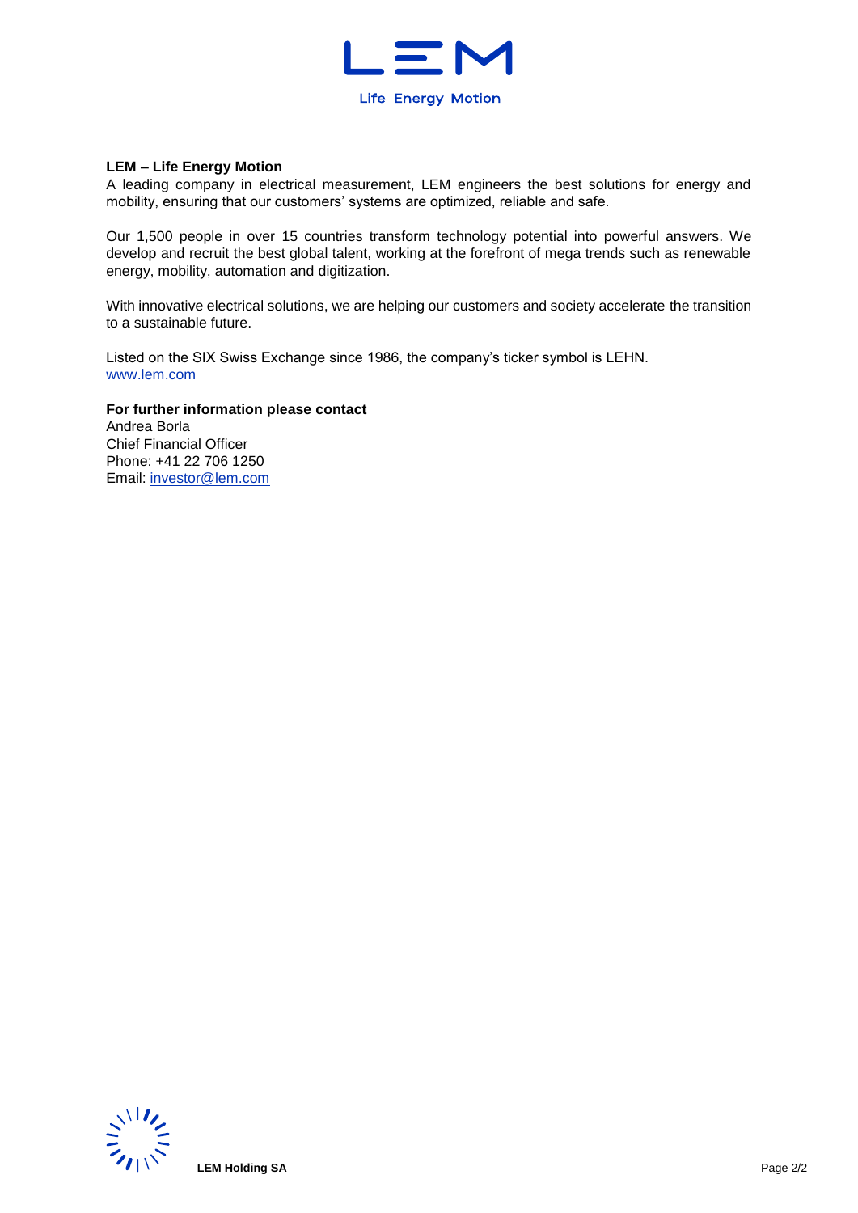**LEM – Life Energy Motion**
A leading company in electrical measurement, LEM engineers the best solutions for energy and mobility, ensuring that our customers' systems are optimized, reliable and safe.

Our 1,500 people in over 15 countries transform technology potential into powerful answers. We develop and recruit the best global talent, working at the forefront of mega trends such as renewable energy, mobility, automation and digitization.

With innovative electrical solutions, we are helping our customers and society accelerate the transition to a sustainable future.

Listed on the SIX Swiss Exchange since 1986, the company's ticker symbol is LEHN.
www.lem.com

**For further information please contact**
Andrea Borla
Chief Financial Officer
Phone: +41 22 706 1250
Email: investor@lem.com